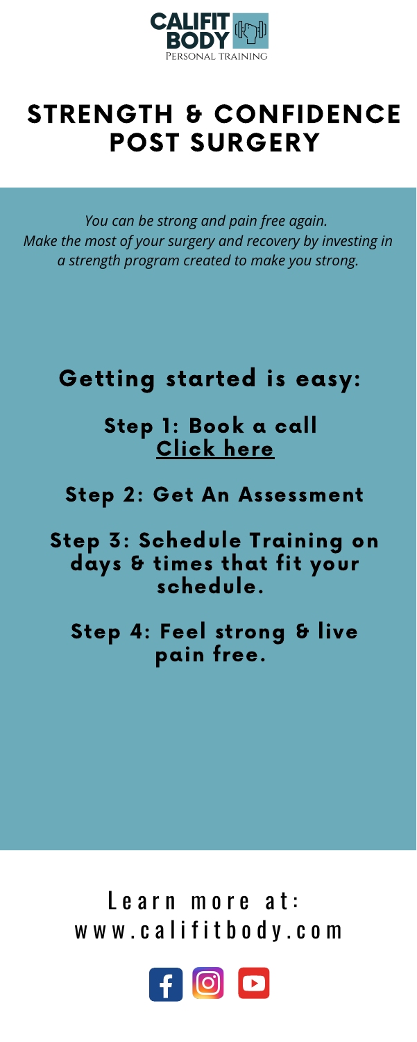CALIFIT BODY
Personal Training

# STRENGTH & CONFIDENCE POST SURGERY

*You can be strong and pain free again. Make the most of your surgery and recovery by investing in a strength program created to make you strong.*

## Getting started is easy:

### Step 1: Book a call
Click here

### Step 2: Get An Assessment

### Step 3: Schedule Training on days & times that fit your schedule.

### Step 4: Feel strong & live pain free.

Learn more at:
www.califitbody.com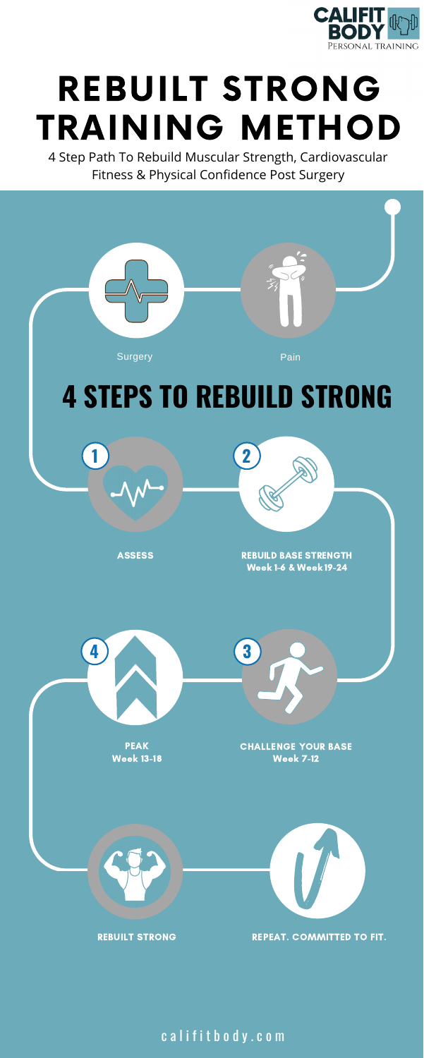CALIFIT BODY
PERSONAL TRAINING

# REBUILT STRONG TRAINING METHOD

4 Step Path To Rebuild Muscular Strength, Cardiovascular Fitness & Physical Confidence Post Surgery

Surgery

Pain

## 4 STEPS TO REBUILD STRONG

1. **ASSESS**

2. **REBUILD BASE STRENGTH**
   Week 1-6 & Week 19-24

3. **CHALLENGE YOUR BASE**
   Week 7-12

4. **PEAK**
   Week 13-18

**REBUILT STRONG**

**REPEAT. COMMITTED TO FIT.**

califitbody.com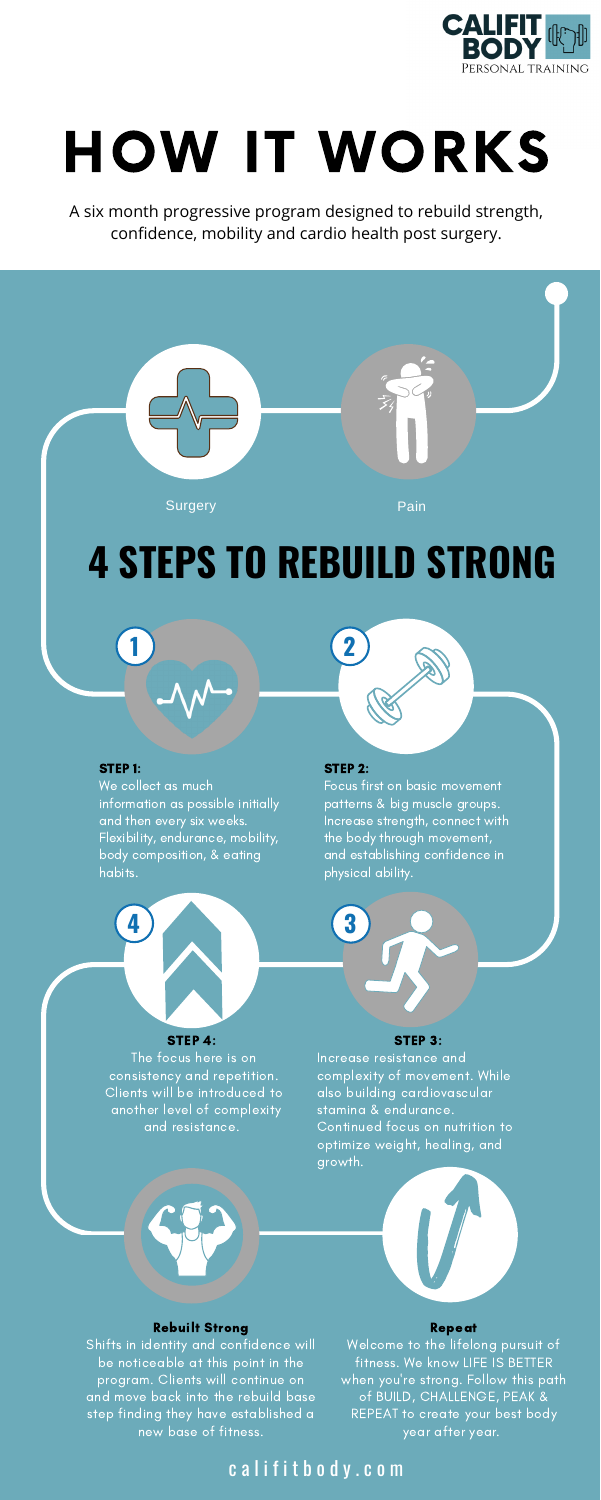CALIFIT BODY
PERSONAL TRAINING

# HOW IT WORKS

A six month progressive program designed to rebuild strength, confidence, mobility and cardio health post surgery.

Surgery

Pain

## 4 STEPS TO REBUILD STRONG

1

**STEP 1:**
We collect as much information as possible initially and then every six weeks. Flexibility, endurance, mobility, body composition, & eating habits.

2

**STEP 2:**
Focus first on basic movement patterns & big muscle groups. Increase strength, connect with the body through movement, and establishing confidence in physical ability.

3

**STEP 3:**
Increase resistance and complexity of movement. While also building cardiovascular stamina & endurance. Continued focus on nutrition to optimize weight, healing, and growth.

4

**STEP 4:**
The focus here is on consistency and repetition. Clients will be introduced to another level of complexity and resistance.

**Rebuilt Strong**
Shifts in identity and confidence will be noticeable at this point in the program. Clients will continue on and move back into the rebuild base step finding they have established a new base of fitness.

**Repeat**
Welcome to the lifelong pursuit of fitness. We know LIFE IS BETTER when you're strong. Follow this path of BUILD, CHALLENGE, PEAK & REPEAT to create your best body year after year.

califitbody.com